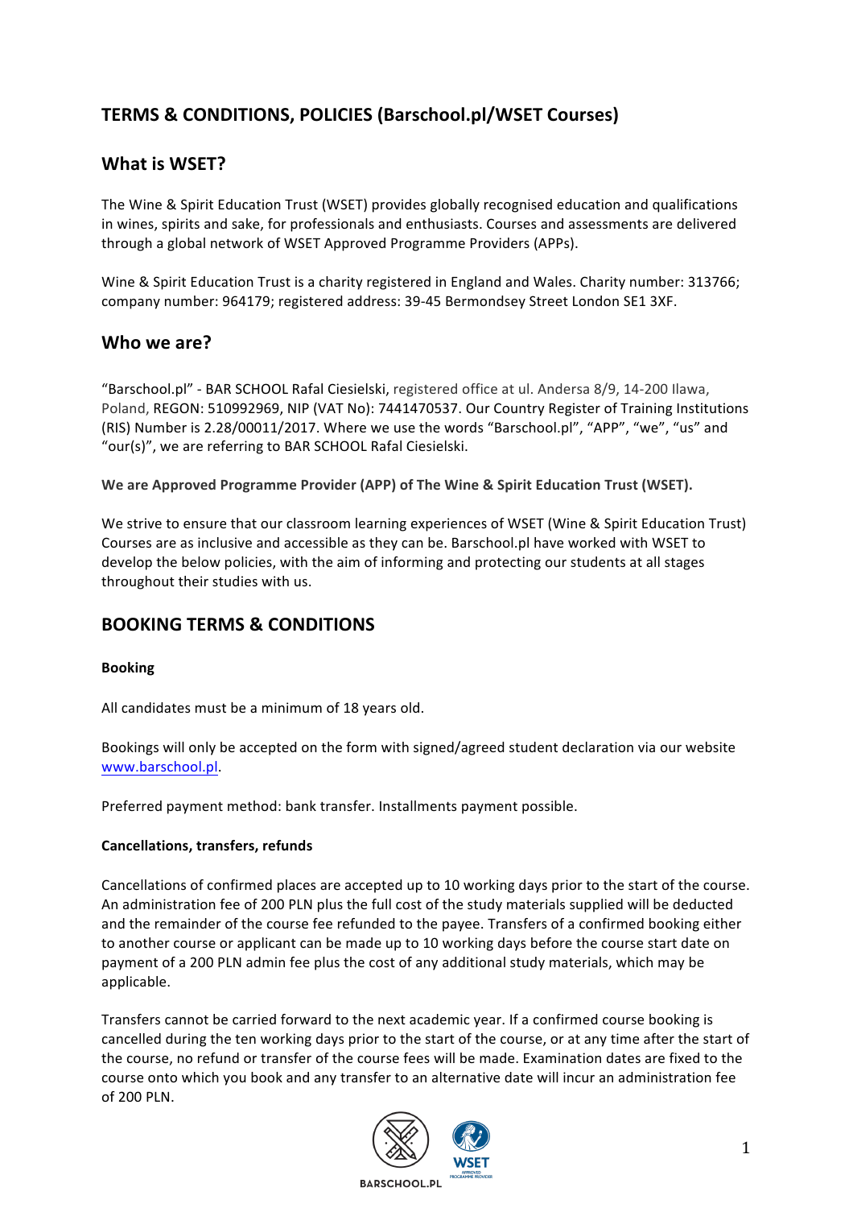# TERMS & CONDITIONS, POLICIES (Barschool.pl/WSET Courses)

## What is WSET?

The Wine & Spirit Education Trust (WSET) provides globally recognised education and qualifications in wines, spirits and sake, for professionals and enthusiasts. Courses and assessments are delivered through a global network of WSET Approved Programme Providers (APPs).

Wine & Spirit Education Trust is a charity registered in England and Wales. Charity number: 313766; company number: 964179; registered address: 39-45 Bermondsey Street London SE1 3XF.

## Who we are?

"Barschool.pl" - BAR SCHOOL Rafal Ciesielski, registered office at ul. Andersa 8/9, 14-200 Ilawa, Poland, REGON: 510992969, NIP (VAT No): 7441470537. Our Country Register of Training Institutions (RIS) Number is 2.28/00011/2017. Where we use the words "Barschool.pl", "APP", "we", "us" and "our(s)", we are referring to BAR SCHOOL Rafal Ciesielski.

**We are Approved Programme Provider (APP) of The Wine & Spirit Education Trust (WSET).**

We strive to ensure that our classroom learning experiences of WSET (Wine & Spirit Education Trust) Courses are as inclusive and accessible as they can be. Barschool.pl have worked with WSET to develop the below policies, with the aim of informing and protecting our students at all stages throughout their studies with us.

## BOOKING TERMS & CONDITIONS

**Booking**

All candidates must be a minimum of 18 years old.

Bookings will only be accepted on the form with signed/agreed student declaration via our website www.barschool.pl.

Preferred payment method: bank transfer. Installments payment possible.

**Cancellations, transfers, refunds**

Cancellations of confirmed places are accepted up to 10 working days prior to the start of the course. An administration fee of 200 PLN plus the full cost of the study materials supplied will be deducted and the remainder of the course fee refunded to the payee. Transfers of a confirmed booking either to another course or applicant can be made up to 10 working days before the course start date on payment of a 200 PLN admin fee plus the cost of any additional study materials, which may be applicable.

Transfers cannot be carried forward to the next academic year. If a confirmed course booking is cancelled during the ten working days prior to the start of the course, or at any time after the start of the course, no refund or transfer of the course fees will be made. Examination dates are fixed to the course onto which you book and any transfer to an alternative date will incur an administration fee of 200 PLN.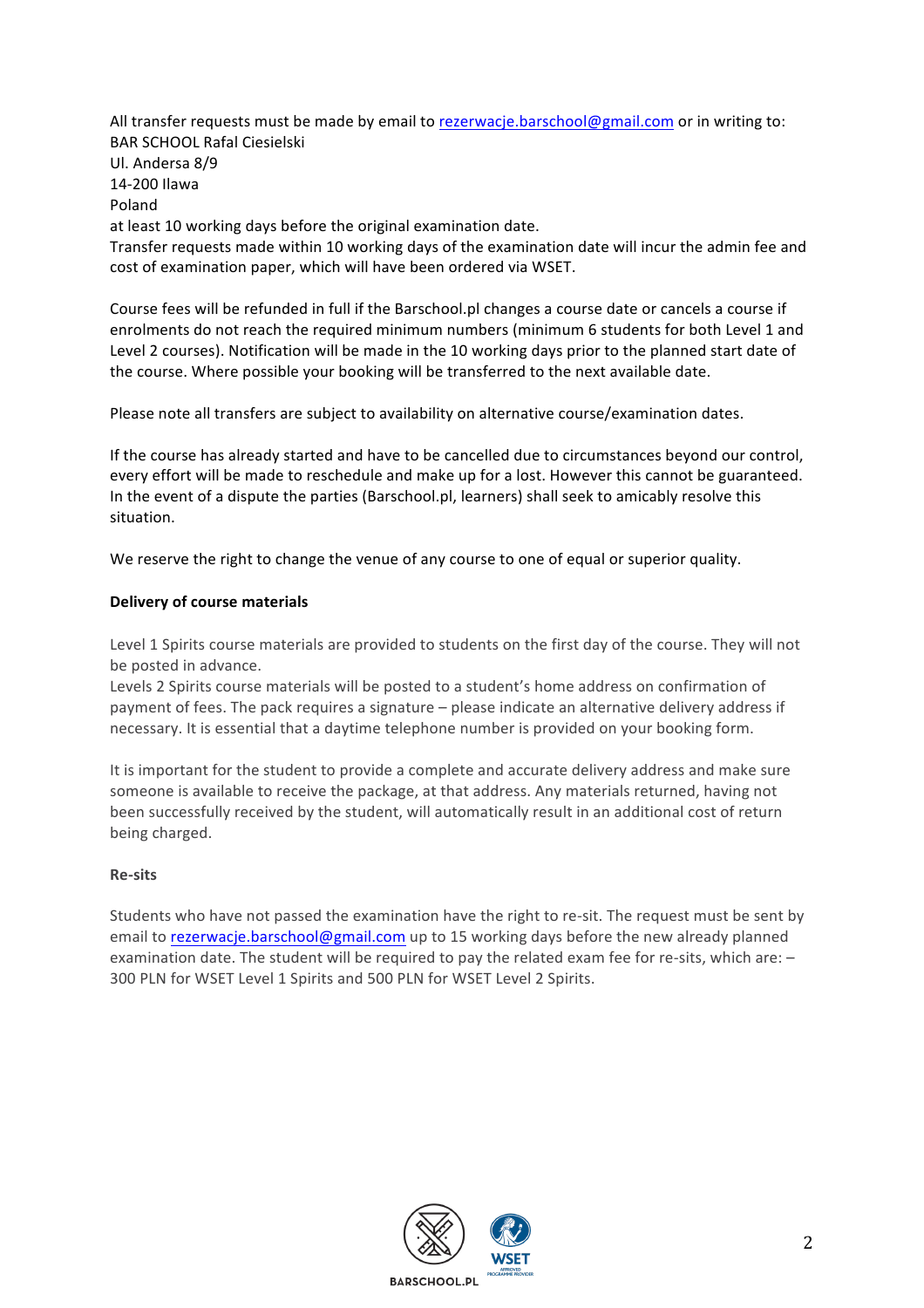All transfer requests must be made by email to rezerwacje.barschool@gmail.com or in writing to:
BAR SCHOOL Rafal Ciesielski
Ul. Andersa 8/9
14-200 Ilawa
Poland
at least 10 working days before the original examination date.
Transfer requests made within 10 working days of the examination date will incur the admin fee and cost of examination paper, which will have been ordered via WSET.

Course fees will be refunded in full if the Barschool.pl changes a course date or cancels a course if enrolments do not reach the required minimum numbers (minimum 6 students for both Level 1 and Level 2 courses). Notification will be made in the 10 working days prior to the planned start date of the course. Where possible your booking will be transferred to the next available date.

Please note all transfers are subject to availability on alternative course/examination dates.

If the course has already started and have to be cancelled due to circumstances beyond our control, every effort will be made to reschedule and make up for a lost. However this cannot be guaranteed. In the event of a dispute the parties (Barschool.pl, learners) shall seek to amicably resolve this situation.

We reserve the right to change the venue of any course to one of equal or superior quality.

**Delivery of course materials**

Level 1 Spirits course materials are provided to students on the first day of the course. They will not be posted in advance.
Levels 2 Spirits course materials will be posted to a student's home address on confirmation of payment of fees. The pack requires a signature – please indicate an alternative delivery address if necessary. It is essential that a daytime telephone number is provided on your booking form.

It is important for the student to provide a complete and accurate delivery address and make sure someone is available to receive the package, at that address. Any materials returned, having not been successfully received by the student, will automatically result in an additional cost of return being charged.

**Re-sits**

Students who have not passed the examination have the right to re-sit. The request must be sent by email to rezerwacje.barschool@gmail.com up to 15 working days before the new already planned examination date. The student will be required to pay the related exam fee for re-sits, which are: – 300 PLN for WSET Level 1 Spirits and 500 PLN for WSET Level 2 Spirits.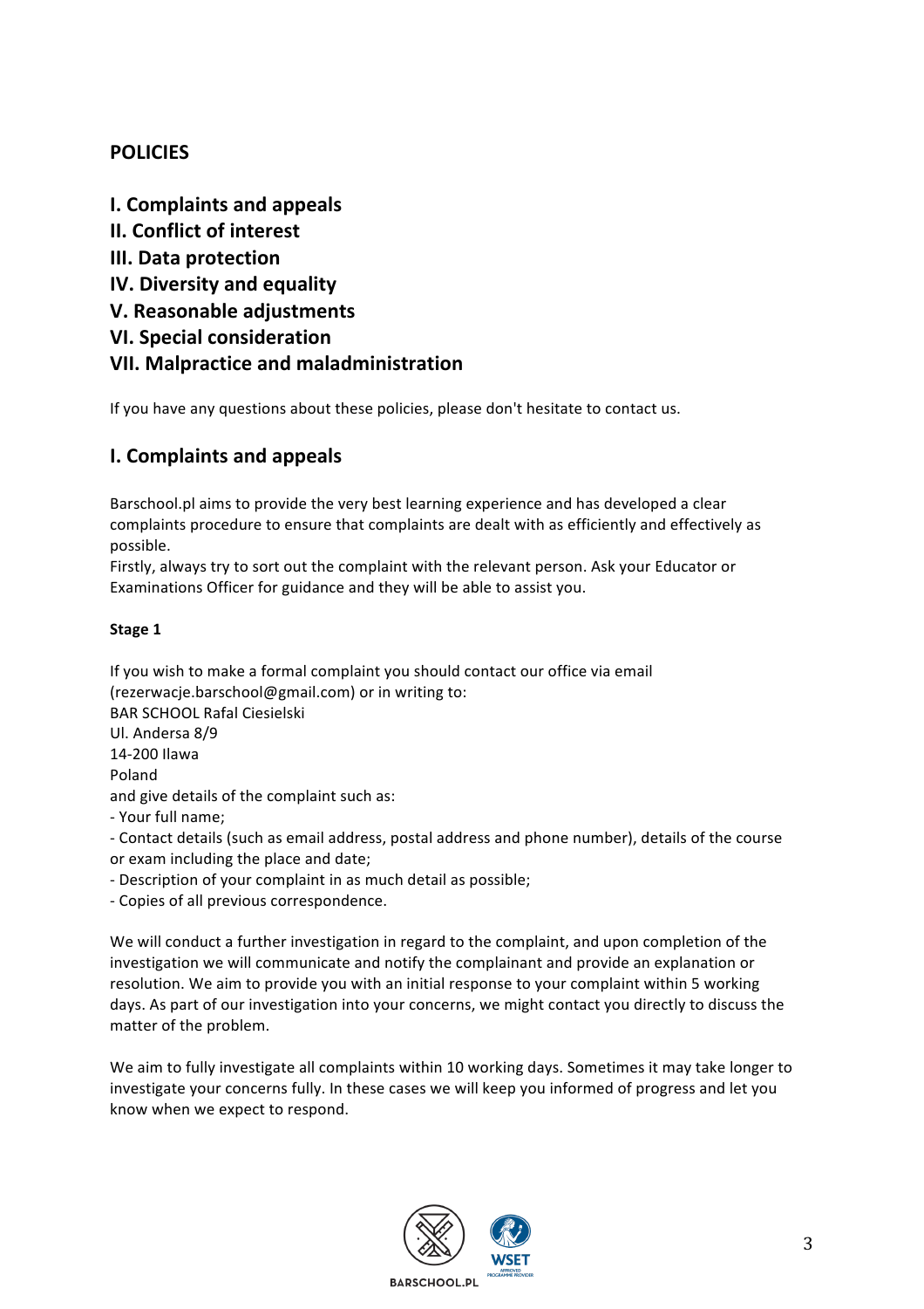## POLICIES

### I. Complaints and appeals
### II. Conflict of interest
### III. Data protection
### IV. Diversity and equality
### V. Reasonable adjustments
### VI. Special consideration
### VII. Malpractice and maladministration

If you have any questions about these policies, please don't hesitate to contact us.

## I. Complaints and appeals

Barschool.pl aims to provide the very best learning experience and has developed a clear complaints procedure to ensure that complaints are dealt with as efficiently and effectively as possible.
Firstly, always try to sort out the complaint with the relevant person. Ask your Educator or Examinations Officer for guidance and they will be able to assist you.

**Stage 1**

If you wish to make a formal complaint you should contact our office via email (rezerwacje.barschool@gmail.com) or in writing to:
BAR SCHOOL Rafal Ciesielski
Ul. Andersa 8/9
14-200 Ilawa
Poland
and give details of the complaint such as:
- Your full name;
- Contact details (such as email address, postal address and phone number), details of the course or exam including the place and date;
- Description of your complaint in as much detail as possible;
- Copies of all previous correspondence.

We will conduct a further investigation in regard to the complaint, and upon completion of the investigation we will communicate and notify the complainant and provide an explanation or resolution. We aim to provide you with an initial response to your complaint within 5 working days. As part of our investigation into your concerns, we might contact you directly to discuss the matter of the problem.

We aim to fully investigate all complaints within 10 working days. Sometimes it may take longer to investigate your concerns fully. In these cases we will keep you informed of progress and let you know when we expect to respond.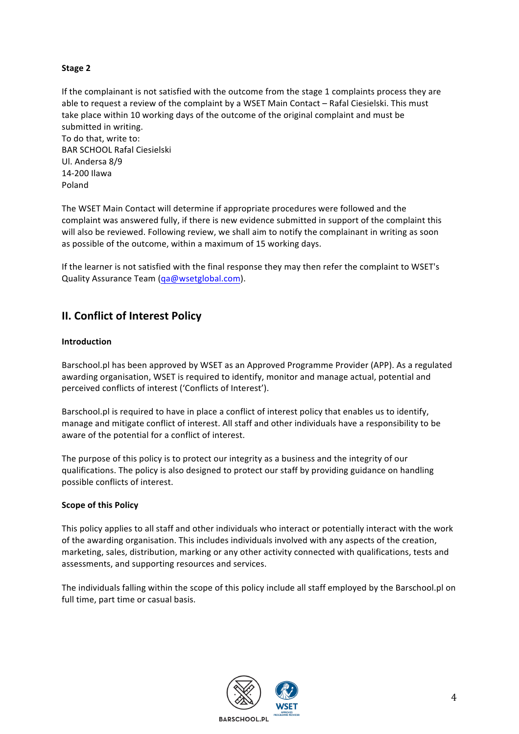**Stage 2**

If the complainant is not satisfied with the outcome from the stage 1 complaints process they are able to request a review of the complaint by a WSET Main Contact – Rafal Ciesielski. This must take place within 10 working days of the outcome of the original complaint and must be submitted in writing.
To do that, write to:
BAR SCHOOL Rafal Ciesielski
Ul. Andersa 8/9
14-200 Ilawa
Poland

The WSET Main Contact will determine if appropriate procedures were followed and the complaint was answered fully, if there is new evidence submitted in support of the complaint this will also be reviewed. Following review, we shall aim to notify the complainant in writing as soon as possible of the outcome, within a maximum of 15 working days.

If the learner is not satisfied with the final response they may then refer the complaint to WSET's Quality Assurance Team (qa@wsetglobal.com).

## II. Conflict of Interest Policy

**Introduction**

Barschool.pl has been approved by WSET as an Approved Programme Provider (APP). As a regulated awarding organisation, WSET is required to identify, monitor and manage actual, potential and perceived conflicts of interest ('Conflicts of Interest').

Barschool.pl is required to have in place a conflict of interest policy that enables us to identify, manage and mitigate conflict of interest. All staff and other individuals have a responsibility to be aware of the potential for a conflict of interest.

The purpose of this policy is to protect our integrity as a business and the integrity of our qualifications. The policy is also designed to protect our staff by providing guidance on handling possible conflicts of interest.

**Scope of this Policy**

This policy applies to all staff and other individuals who interact or potentially interact with the work of the awarding organisation. This includes individuals involved with any aspects of the creation, marketing, sales, distribution, marking or any other activity connected with qualifications, tests and assessments, and supporting resources and services.

The individuals falling within the scope of this policy include all staff employed by the Barschool.pl on full time, part time or casual basis.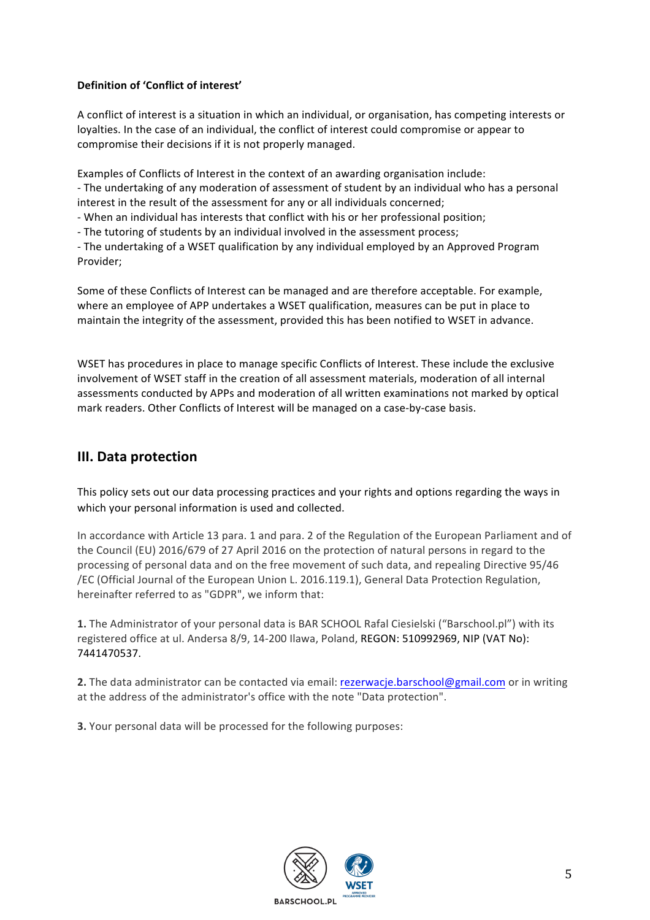**Definition of 'Conflict of interest'**

A conflict of interest is a situation in which an individual, or organisation, has competing interests or loyalties. In the case of an individual, the conflict of interest could compromise or appear to compromise their decisions if it is not properly managed.

Examples of Conflicts of Interest in the context of an awarding organisation include:
- The undertaking of any moderation of assessment of student by an individual who has a personal interest in the result of the assessment for any or all individuals concerned;
- When an individual has interests that conflict with his or her professional position;
- The tutoring of students by an individual involved in the assessment process;
- The undertaking of a WSET qualification by any individual employed by an Approved Program Provider;

Some of these Conflicts of Interest can be managed and are therefore acceptable. For example, where an employee of APP undertakes a WSET qualification, measures can be put in place to maintain the integrity of the assessment, provided this has been notified to WSET in advance.

WSET has procedures in place to manage specific Conflicts of Interest. These include the exclusive involvement of WSET staff in the creation of all assessment materials, moderation of all internal assessments conducted by APPs and moderation of all written examinations not marked by optical mark readers. Other Conflicts of Interest will be managed on a case-by-case basis.

## III. Data protection

This policy sets out our data processing practices and your rights and options regarding the ways in which your personal information is used and collected.

In accordance with Article 13 para. 1 and para. 2 of the Regulation of the European Parliament and of the Council (EU) 2016/679 of 27 April 2016 on the protection of natural persons in regard to the processing of personal data and on the free movement of such data, and repealing Directive 95/46 /EC (Official Journal of the European Union L. 2016.119.1), General Data Protection Regulation, hereinafter referred to as "GDPR", we inform that:

**1.** The Administrator of your personal data is BAR SCHOOL Rafal Ciesielski ("Barschool.pl") with its registered office at ul. Andersa 8/9, 14-200 Ilawa, Poland, REGON: 510992969, NIP (VAT No): 7441470537.

**2.** The data administrator can be contacted via email: rezerwacje.barschool@gmail.com or in writing at the address of the administrator's office with the note "Data protection".

**3.** Your personal data will be processed for the following purposes: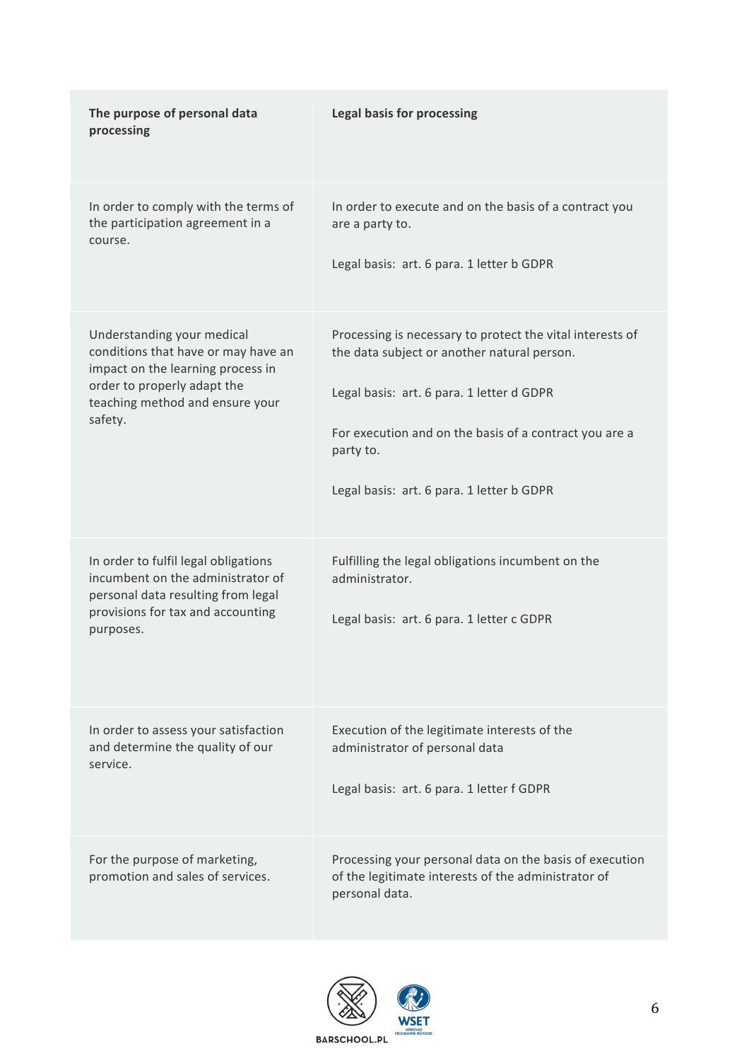| The purpose of personal data processing | Legal basis for processing |
|---|---|
| In order to comply with the terms of the participation agreement in a course. | In order to execute and on the basis of a contract you are a party to.<br><br>Legal basis: art. 6 para. 1 letter b GDPR |
| Understanding your medical conditions that have or may have an impact on the learning process in order to properly adapt the teaching method and ensure your safety. | Processing is necessary to protect the vital interests of the data subject or another natural person.<br><br>Legal basis: art. 6 para. 1 letter d GDPR<br><br>For execution and on the basis of a contract you are a party to.<br><br>Legal basis: art. 6 para. 1 letter b GDPR |
| In order to fulfil legal obligations incumbent on the administrator of personal data resulting from legal provisions for tax and accounting purposes. | Fulfilling the legal obligations incumbent on the administrator.<br><br>Legal basis: art. 6 para. 1 letter c GDPR |
| In order to assess your satisfaction and determine the quality of our service. | Execution of the legitimate interests of the administrator of personal data<br><br>Legal basis: art. 6 para. 1 letter f GDPR |
| For the purpose of marketing, promotion and sales of services. | Processing your personal data on the basis of execution of the legitimate interests of the administrator of personal data. |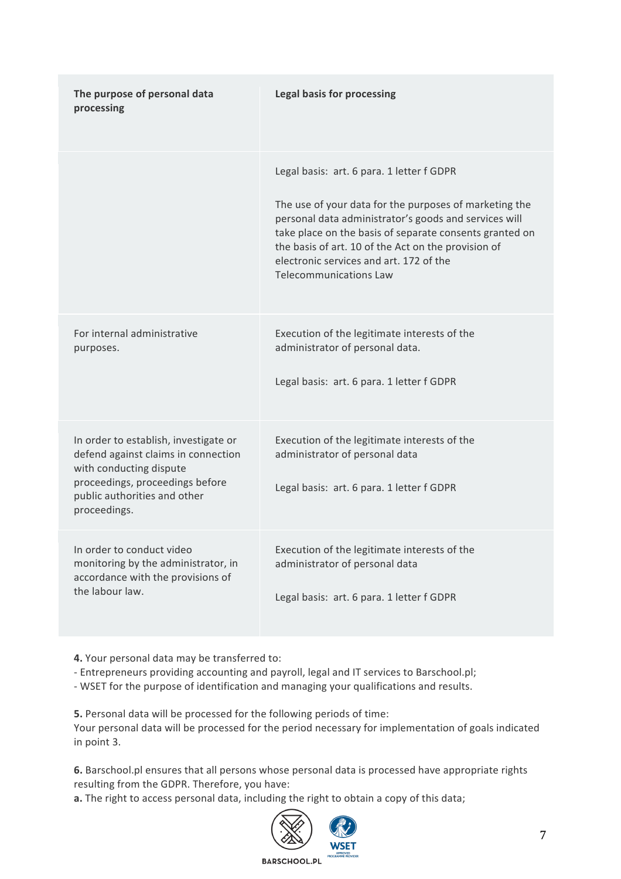| The purpose of personal data processing | Legal basis for processing |
| --- | --- |
| | Legal basis: art. 6 para. 1 letter f GDPR<br><br>The use of your data for the purposes of marketing the personal data administrator's goods and services will take place on the basis of separate consents granted on the basis of art. 10 of the Act on the provision of electronic services and art. 172 of the Telecommunications Law |
| For internal administrative purposes. | Execution of the legitimate interests of the administrator of personal data.<br><br>Legal basis: art. 6 para. 1 letter f GDPR |
| In order to establish, investigate or defend against claims in connection with conducting dispute proceedings, proceedings before public authorities and other proceedings. | Execution of the legitimate interests of the administrator of personal data<br><br>Legal basis: art. 6 para. 1 letter f GDPR |
| In order to conduct video monitoring by the administrator, in accordance with the provisions of the labour law. | Execution of the legitimate interests of the administrator of personal data<br><br>Legal basis: art. 6 para. 1 letter f GDPR |

**4.** Your personal data may be transferred to:
- Entrepreneurs providing accounting and payroll, legal and IT services to Barschool.pl;
- WSET for the purpose of identification and managing your qualifications and results.

**5.** Personal data will be processed for the following periods of time:
Your personal data will be processed for the period necessary for implementation of goals indicated in point 3.

**6.** Barschool.pl ensures that all persons whose personal data is processed have appropriate rights resulting from the GDPR. Therefore, you have:

**a.** The right to access personal data, including the right to obtain a copy of this data;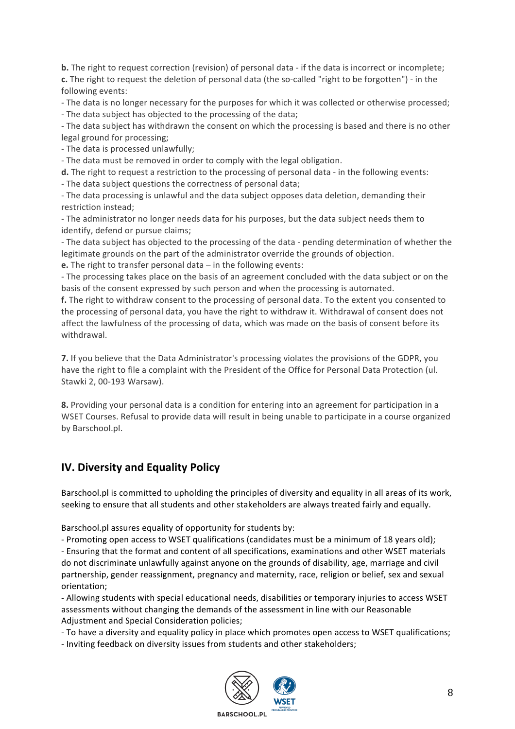**b.** The right to request correction (revision) of personal data - if the data is incorrect or incomplete;
**c.** The right to request the deletion of personal data (the so-called "right to be forgotten") - in the following events:
- The data is no longer necessary for the purposes for which it was collected or otherwise processed;
- The data subject has objected to the processing of the data;
- The data subject has withdrawn the consent on which the processing is based and there is no other legal ground for processing;
- The data is processed unlawfully;
- The data must be removed in order to comply with the legal obligation.

**d.** The right to request a restriction to the processing of personal data - in the following events:
- The data subject questions the correctness of personal data;
- The data processing is unlawful and the data subject opposes data deletion, demanding their restriction instead;
- The administrator no longer needs data for his purposes, but the data subject needs them to identify, defend or pursue claims;
- The data subject has objected to the processing of the data - pending determination of whether the legitimate grounds on the part of the administrator override the grounds of objection.

**e.** The right to transfer personal data – in the following events:
- The processing takes place on the basis of an agreement concluded with the data subject or on the basis of the consent expressed by such person and when the processing is automated.

**f.** The right to withdraw consent to the processing of personal data. To the extent you consented to the processing of personal data, you have the right to withdraw it. Withdrawal of consent does not affect the lawfulness of the processing of data, which was made on the basis of consent before its withdrawal.

**7.** If you believe that the Data Administrator's processing violates the provisions of the GDPR, you have the right to file a complaint with the President of the Office for Personal Data Protection (ul. Stawki 2, 00-193 Warsaw).

**8.** Providing your personal data is a condition for entering into an agreement for participation in a WSET Courses. Refusal to provide data will result in being unable to participate in a course organized by Barschool.pl.

## IV. Diversity and Equality Policy

Barschool.pl is committed to upholding the principles of diversity and equality in all areas of its work, seeking to ensure that all students and other stakeholders are always treated fairly and equally.

Barschool.pl assures equality of opportunity for students by:
- Promoting open access to WSET qualifications (candidates must be a minimum of 18 years old);
- Ensuring that the format and content of all specifications, examinations and other WSET materials do not discriminate unlawfully against anyone on the grounds of disability, age, marriage and civil partnership, gender reassignment, pregnancy and maternity, race, religion or belief, sex and sexual orientation;
- Allowing students with special educational needs, disabilities or temporary injuries to access WSET assessments without changing the demands of the assessment in line with our Reasonable Adjustment and Special Consideration policies;
- To have a diversity and equality policy in place which promotes open access to WSET qualifications;
- Inviting feedback on diversity issues from students and other stakeholders;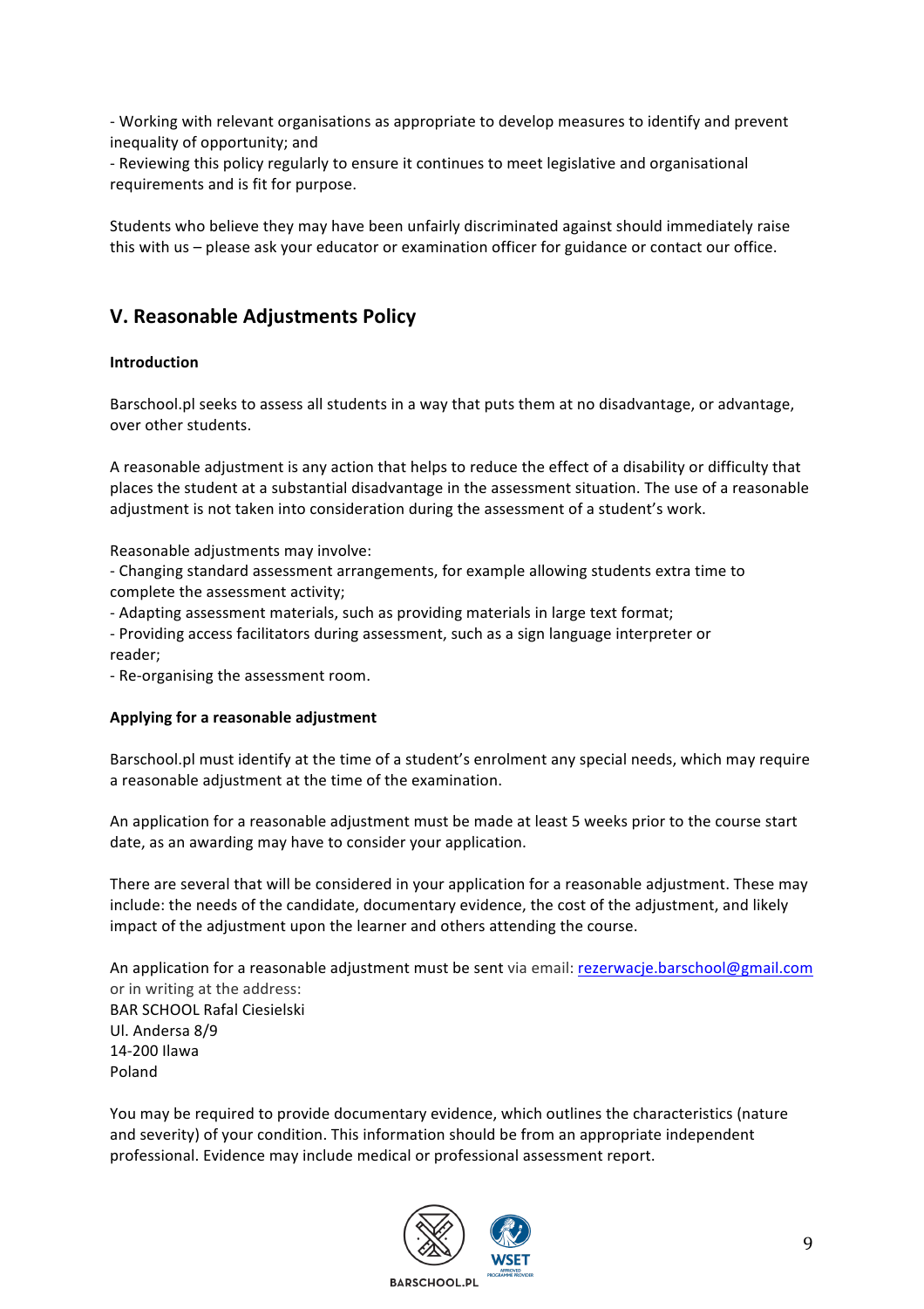- Working with relevant organisations as appropriate to develop measures to identify and prevent inequality of opportunity; and
- Reviewing this policy regularly to ensure it continues to meet legislative and organisational requirements and is fit for purpose.

Students who believe they may have been unfairly discriminated against should immediately raise this with us – please ask your educator or examination officer for guidance or contact our office.

## V. Reasonable Adjustments Policy

**Introduction**

Barschool.pl seeks to assess all students in a way that puts them at no disadvantage, or advantage, over other students.

A reasonable adjustment is any action that helps to reduce the effect of a disability or difficulty that places the student at a substantial disadvantage in the assessment situation. The use of a reasonable adjustment is not taken into consideration during the assessment of a student's work.

Reasonable adjustments may involve:
- Changing standard assessment arrangements, for example allowing students extra time to complete the assessment activity;
- Adapting assessment materials, such as providing materials in large text format;
- Providing access facilitators during assessment, such as a sign language interpreter or reader;
- Re-organising the assessment room.

**Applying for a reasonable adjustment**

Barschool.pl must identify at the time of a student's enrolment any special needs, which may require a reasonable adjustment at the time of the examination.

An application for a reasonable adjustment must be made at least 5 weeks prior to the course start date, as an awarding may have to consider your application.

There are several that will be considered in your application for a reasonable adjustment. These may include: the needs of the candidate, documentary evidence, the cost of the adjustment, and likely impact of the adjustment upon the learner and others attending the course.

An application for a reasonable adjustment must be sent via email: rezerwacje.barschool@gmail.com or in writing at the address:
BAR SCHOOL Rafal Ciesielski
Ul. Andersa 8/9
14-200 Ilawa
Poland

You may be required to provide documentary evidence, which outlines the characteristics (nature and severity) of your condition. This information should be from an appropriate independent professional. Evidence may include medical or professional assessment report.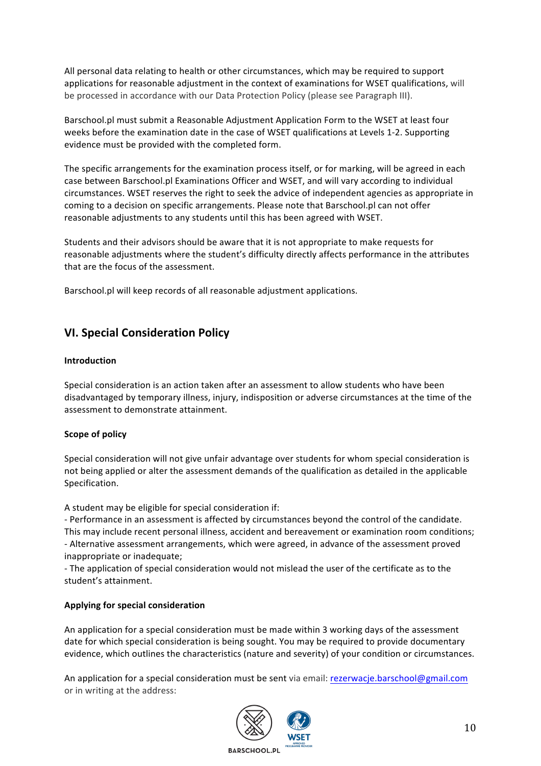All personal data relating to health or other circumstances, which may be required to support applications for reasonable adjustment in the context of examinations for WSET qualifications, will be processed in accordance with our Data Protection Policy (please see Paragraph III).

Barschool.pl must submit a Reasonable Adjustment Application Form to the WSET at least four weeks before the examination date in the case of WSET qualifications at Levels 1-2. Supporting evidence must be provided with the completed form.

The specific arrangements for the examination process itself, or for marking, will be agreed in each case between Barschool.pl Examinations Officer and WSET, and will vary according to individual circumstances. WSET reserves the right to seek the advice of independent agencies as appropriate in coming to a decision on specific arrangements. Please note that Barschool.pl can not offer reasonable adjustments to any students until this has been agreed with WSET.

Students and their advisors should be aware that it is not appropriate to make requests for reasonable adjustments where the student's difficulty directly affects performance in the attributes that are the focus of the assessment.

Barschool.pl will keep records of all reasonable adjustment applications.

## VI. Special Consideration Policy

**Introduction**

Special consideration is an action taken after an assessment to allow students who have been disadvantaged by temporary illness, injury, indisposition or adverse circumstances at the time of the assessment to demonstrate attainment.

**Scope of policy**

Special consideration will not give unfair advantage over students for whom special consideration is not being applied or alter the assessment demands of the qualification as detailed in the applicable Specification.

A student may be eligible for special consideration if:

- Performance in an assessment is affected by circumstances beyond the control of the candidate. This may include recent personal illness, accident and bereavement or examination room conditions;
- Alternative assessment arrangements, which were agreed, in advance of the assessment proved inappropriate or inadequate;
- The application of special consideration would not mislead the user of the certificate as to the student's attainment.

**Applying for special consideration**

An application for a special consideration must be made within 3 working days of the assessment date for which special consideration is being sought. You may be required to provide documentary evidence, which outlines the characteristics (nature and severity) of your condition or circumstances.

An application for a special consideration must be sent via email: rezerwacje.barschool@gmail.com or in writing at the address: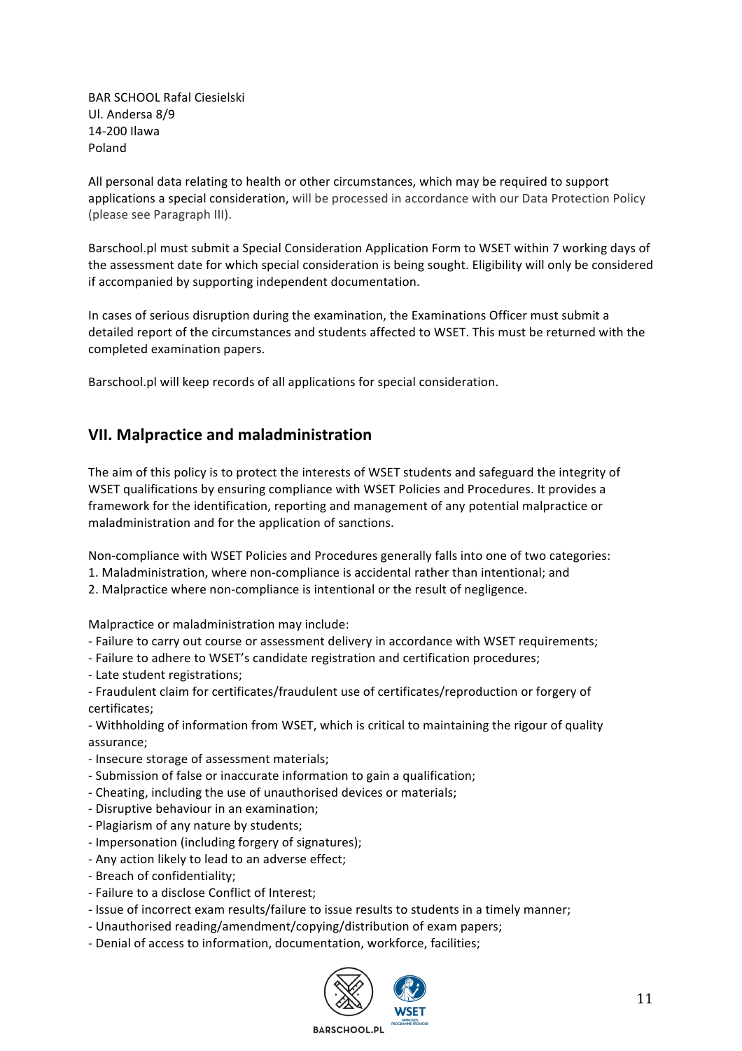BAR SCHOOL Rafal Ciesielski
Ul. Andersa 8/9
14-200 Ilawa
Poland

All personal data relating to health or other circumstances, which may be required to support applications a special consideration, will be processed in accordance with our Data Protection Policy (please see Paragraph III).

Barschool.pl must submit a Special Consideration Application Form to WSET within 7 working days of the assessment date for which special consideration is being sought. Eligibility will only be considered if accompanied by supporting independent documentation.

In cases of serious disruption during the examination, the Examinations Officer must submit a detailed report of the circumstances and students affected to WSET. This must be returned with the completed examination papers.

Barschool.pl will keep records of all applications for special consideration.

## VII. Malpractice and maladministration

The aim of this policy is to protect the interests of WSET students and safeguard the integrity of WSET qualifications by ensuring compliance with WSET Policies and Procedures. It provides a framework for the identification, reporting and management of any potential malpractice or maladministration and for the application of sanctions.

Non-compliance with WSET Policies and Procedures generally falls into one of two categories:
1. Maladministration, where non-compliance is accidental rather than intentional; and
2. Malpractice where non-compliance is intentional or the result of negligence.

Malpractice or maladministration may include:
- Failure to carry out course or assessment delivery in accordance with WSET requirements;
- Failure to adhere to WSET's candidate registration and certification procedures;
- Late student registrations;
- Fraudulent claim for certificates/fraudulent use of certificates/reproduction or forgery of certificates;
- Withholding of information from WSET, which is critical to maintaining the rigour of quality assurance;
- Insecure storage of assessment materials;
- Submission of false or inaccurate information to gain a qualification;
- Cheating, including the use of unauthorised devices or materials;
- Disruptive behaviour in an examination;
- Plagiarism of any nature by students;
- Impersonation (including forgery of signatures);
- Any action likely to lead to an adverse effect;
- Breach of confidentiality;
- Failure to a disclose Conflict of Interest;
- Issue of incorrect exam results/failure to issue results to students in a timely manner;
- Unauthorised reading/amendment/copying/distribution of exam papers;
- Denial of access to information, documentation, workforce, facilities;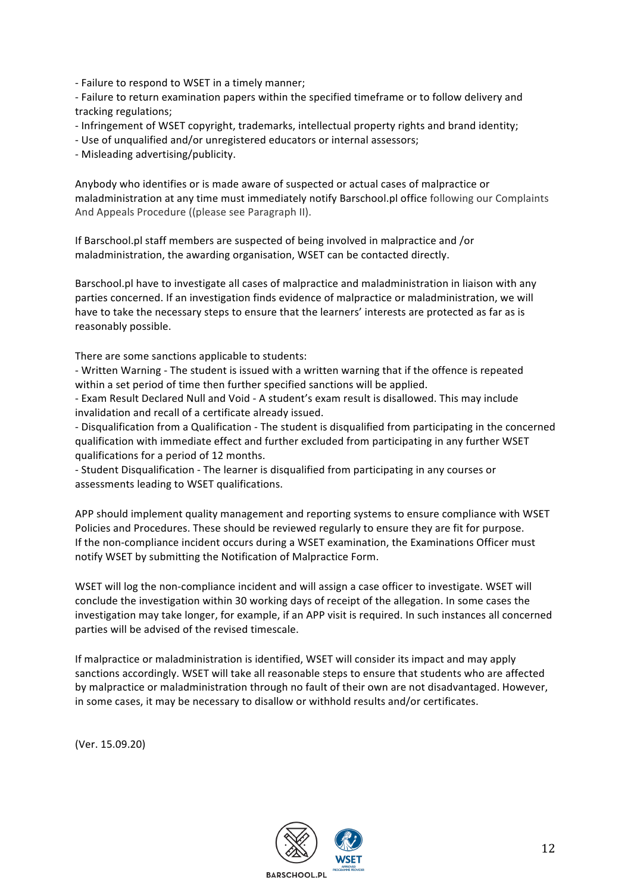- Failure to respond to WSET in a timely manner;
- Failure to return examination papers within the specified timeframe or to follow delivery and tracking regulations;
- Infringement of WSET copyright, trademarks, intellectual property rights and brand identity;
- Use of unqualified and/or unregistered educators or internal assessors;
- Misleading advertising/publicity.

Anybody who identifies or is made aware of suspected or actual cases of malpractice or maladministration at any time must immediately notify Barschool.pl office following our Complaints And Appeals Procedure ((please see Paragraph II).

If Barschool.pl staff members are suspected of being involved in malpractice and /or maladministration, the awarding organisation, WSET can be contacted directly.

Barschool.pl have to investigate all cases of malpractice and maladministration in liaison with any parties concerned. If an investigation finds evidence of malpractice or maladministration, we will have to take the necessary steps to ensure that the learners' interests are protected as far as is reasonably possible.

There are some sanctions applicable to students:

- Written Warning - The student is issued with a written warning that if the offence is repeated within a set period of time then further specified sanctions will be applied.
- Exam Result Declared Null and Void - A student's exam result is disallowed. This may include invalidation and recall of a certificate already issued.
- Disqualification from a Qualification - The student is disqualified from participating in the concerned qualification with immediate effect and further excluded from participating in any further WSET qualifications for a period of 12 months.
- Student Disqualification - The learner is disqualified from participating in any courses or assessments leading to WSET qualifications.

APP should implement quality management and reporting systems to ensure compliance with WSET Policies and Procedures. These should be reviewed regularly to ensure they are fit for purpose.
If the non-compliance incident occurs during a WSET examination, the Examinations Officer must notify WSET by submitting the Notification of Malpractice Form.

WSET will log the non-compliance incident and will assign a case officer to investigate. WSET will conclude the investigation within 30 working days of receipt of the allegation. In some cases the investigation may take longer, for example, if an APP visit is required. In such instances all concerned parties will be advised of the revised timescale.

If malpractice or maladministration is identified, WSET will consider its impact and may apply sanctions accordingly. WSET will take all reasonable steps to ensure that students who are affected by malpractice or maladministration through no fault of their own are not disadvantaged. However, in some cases, it may be necessary to disallow or withhold results and/or certificates.

(Ver. 15.09.20)